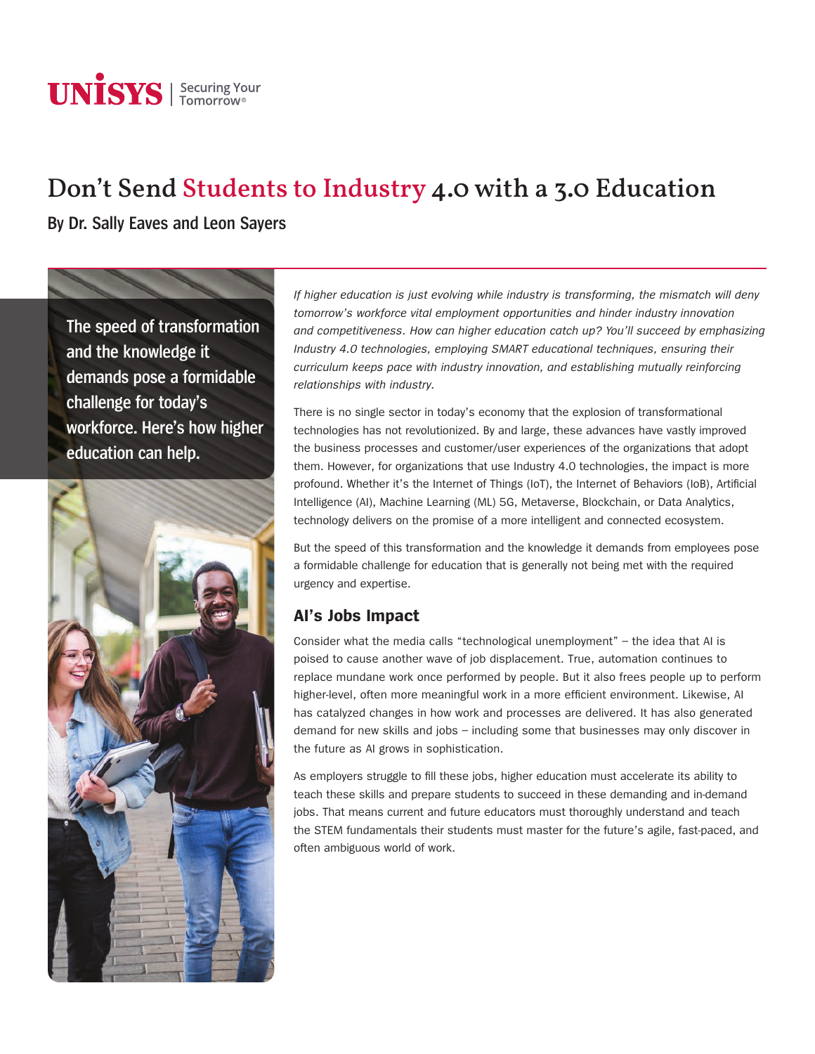UNISYS | Securing Your Tomorrow®

# Don't Send Students to Industry 4.0 with a 3.0 Education

**By Dr. Sally Eaves and Leon Sayers**

**The speed of transformation and the knowledge it demands pose a formidable challenge for today's workforce. Here's how higher education can help.**

*If higher education is just evolving while industry is transforming, the mismatch will deny tomorrow's workforce vital employment opportunities and hinder industry innovation and competitiveness. How can higher education catch up? You'll succeed by emphasizing Industry 4.0 technologies, employing SMART educational techniques, ensuring their curriculum keeps pace with industry innovation, and establishing mutually reinforcing relationships with industry.*

There is no single sector in today's economy that the explosion of transformational technologies has not revolutionized. By and large, these advances have vastly improved the business processes and customer/user experiences of the organizations that adopt them. However, for organizations that use Industry 4.0 technologies, the impact is more profound. Whether it's the Internet of Things (IoT), the Internet of Behaviors (IoB), Artificial Intelligence (AI), Machine Learning (ML) 5G, Metaverse, Blockchain, or Data Analytics, technology delivers on the promise of a more intelligent and connected ecosystem.

But the speed of this transformation and the knowledge it demands from employees pose a formidable challenge for education that is generally not being met with the required urgency and expertise.

## AI's Jobs Impact

Consider what the media calls "technological unemployment" – the idea that AI is poised to cause another wave of job displacement. True, automation continues to replace mundane work once performed by people. But it also frees people up to perform higher-level, often more meaningful work in a more efficient environment. Likewise, AI has catalyzed changes in how work and processes are delivered. It has also generated demand for new skills and jobs – including some that businesses may only discover in the future as AI grows in sophistication.

As employers struggle to fill these jobs, higher education must accelerate its ability to teach these skills and prepare students to succeed in these demanding and in-demand jobs. That means current and future educators must thoroughly understand and teach the STEM fundamentals their students must master for the future's agile, fast-paced, and often ambiguous world of work.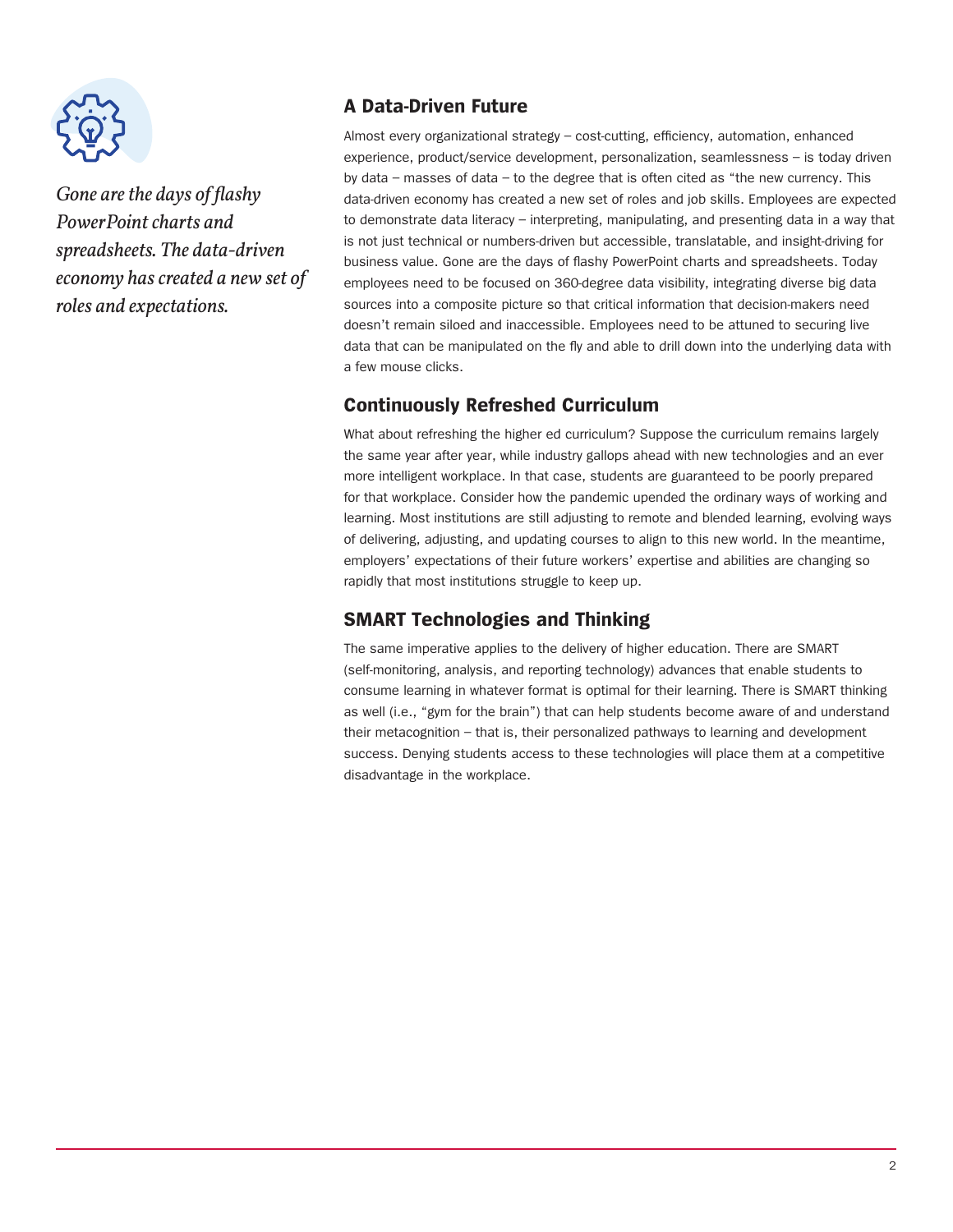*Gone are the days of flashy PowerPoint charts and spreadsheets. The data-driven economy has created a new set of roles and expectations.*

## A Data-Driven Future

Almost every organizational strategy – cost-cutting, efficiency, automation, enhanced experience, product/service development, personalization, seamlessness – is today driven by data – masses of data – to the degree that is often cited as "the new currency. This data-driven economy has created a new set of roles and job skills. Employees are expected to demonstrate data literacy – interpreting, manipulating, and presenting data in a way that is not just technical or numbers-driven but accessible, translatable, and insight-driving for business value. Gone are the days of flashy PowerPoint charts and spreadsheets. Today employees need to be focused on 360-degree data visibility, integrating diverse big data sources into a composite picture so that critical information that decision-makers need doesn't remain siloed and inaccessible. Employees need to be attuned to securing live data that can be manipulated on the fly and able to drill down into the underlying data with a few mouse clicks.

## Continuously Refreshed Curriculum

What about refreshing the higher ed curriculum? Suppose the curriculum remains largely the same year after year, while industry gallops ahead with new technologies and an ever more intelligent workplace. In that case, students are guaranteed to be poorly prepared for that workplace. Consider how the pandemic upended the ordinary ways of working and learning. Most institutions are still adjusting to remote and blended learning, evolving ways of delivering, adjusting, and updating courses to align to this new world. In the meantime, employers' expectations of their future workers' expertise and abilities are changing so rapidly that most institutions struggle to keep up.

## SMART Technologies and Thinking

The same imperative applies to the delivery of higher education. There are SMART (self-monitoring, analysis, and reporting technology) advances that enable students to consume learning in whatever format is optimal for their learning. There is SMART thinking as well (i.e., "gym for the brain") that can help students become aware of and understand their metacognition – that is, their personalized pathways to learning and development success. Denying students access to these technologies will place them at a competitive disadvantage in the workplace.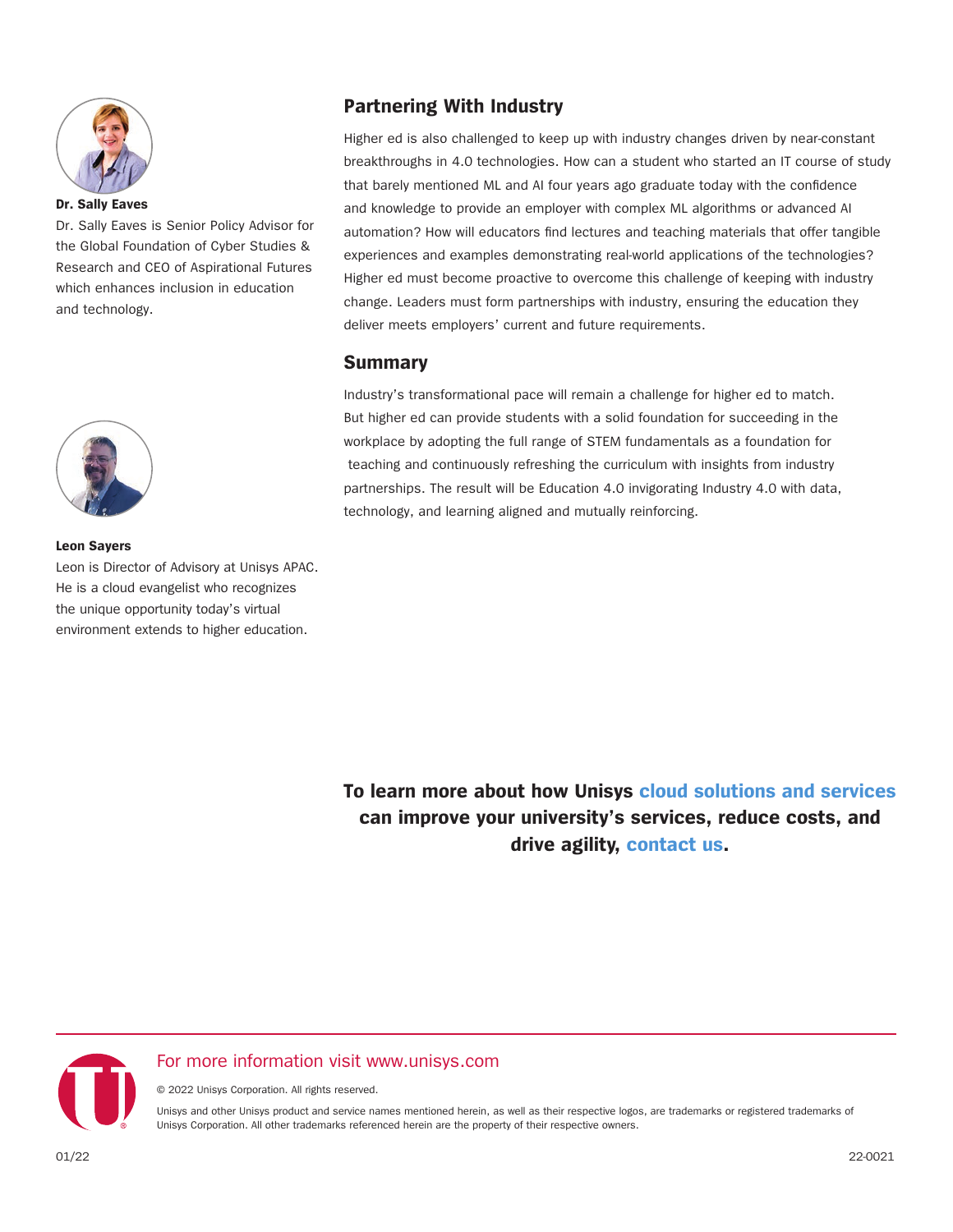**Dr. Sally Eaves**

Dr. Sally Eaves is Senior Policy Advisor for the Global Foundation of Cyber Studies & Research and CEO of Aspirational Futures which enhances inclusion in education and technology.

**Leon Sayers**

Leon is Director of Advisory at Unisys APAC. He is a cloud evangelist who recognizes the unique opportunity today's virtual environment extends to higher education.

## Partnering With Industry

Higher ed is also challenged to keep up with industry changes driven by near-constant breakthroughs in 4.0 technologies. How can a student who started an IT course of study that barely mentioned ML and AI four years ago graduate today with the confidence and knowledge to provide an employer with complex ML algorithms or advanced AI automation? How will educators find lectures and teaching materials that offer tangible experiences and examples demonstrating real-world applications of the technologies? Higher ed must become proactive to overcome this challenge of keeping with industry change. Leaders must form partnerships with industry, ensuring the education they deliver meets employers' current and future requirements.

## Summary

Industry's transformational pace will remain a challenge for higher ed to match. But higher ed can provide students with a solid foundation for succeeding in the workplace by adopting the full range of STEM fundamentals as a foundation for teaching and continuously refreshing the curriculum with insights from industry partnerships. The result will be Education 4.0 invigorating Industry 4.0 with data, technology, and learning aligned and mutually reinforcing.

**To learn more about how Unisys cloud solutions and services can improve your university's services, reduce costs, and drive agility, contact us.**

For more information visit www.unisys.com

© 2022 Unisys Corporation. All rights reserved.

Unisys and other Unisys product and service names mentioned herein, as well as their respective logos, are trademarks or registered trademarks of Unisys Corporation. All other trademarks referenced herein are the property of their respective owners.

01/22

22-0021